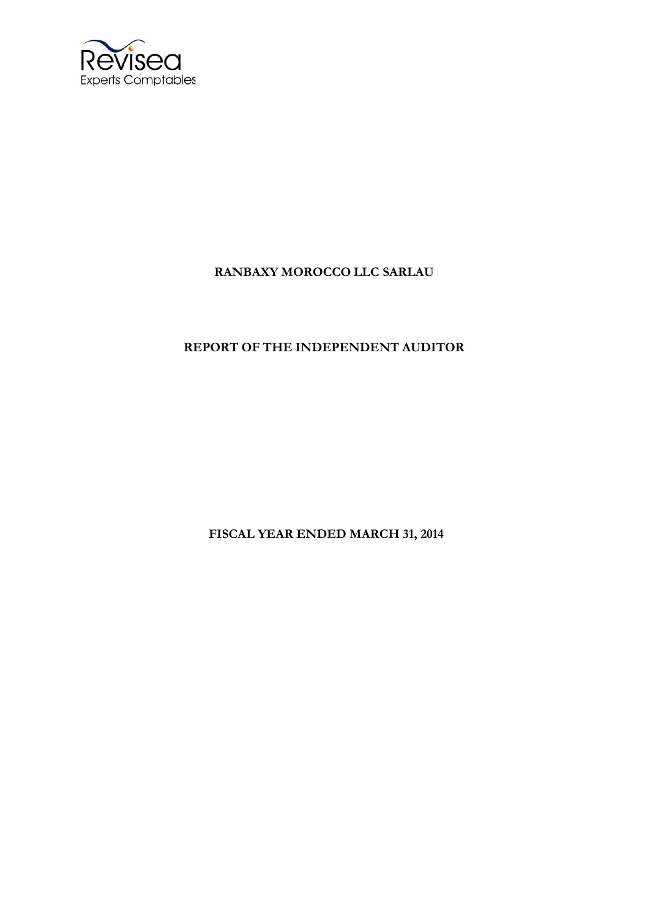Revisea
Experts Comptables

**RANBAXY MOROCCO LLC SARLAU**

**REPORT OF THE INDEPENDENT AUDITOR**

**FISCAL YEAR ENDED MARCH 31, 2014**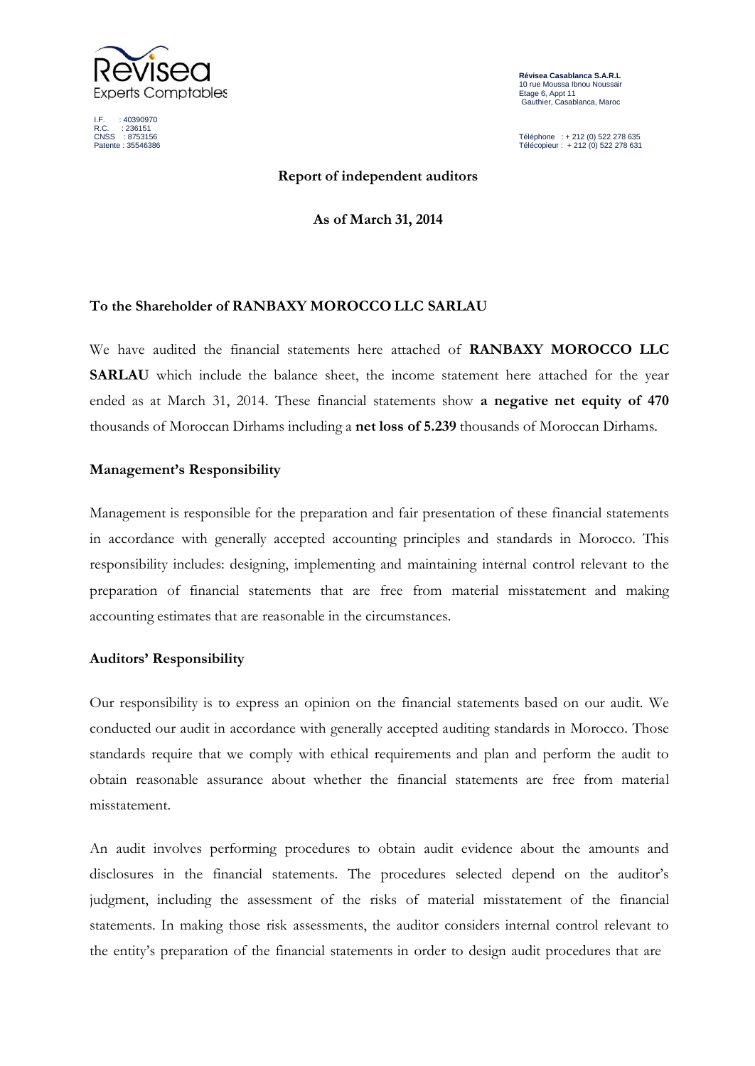Révisea
Experts Comptables

I.F. : 40390970
R.C. : 236151
CNSS : 8753156
Patente : 35546386

**Révisea Casablanca S.A.R.L**
10 rue Moussa Ibnou Noussair
Etage 6, Appt 11
Gauthier, Casablanca, Maroc

Téléphone : + 212 (0) 522 278 635
Télécopieur : + 212 (0) 522 278 631

**Report of independent auditors**

**As of March 31, 2014**

**To the Shareholder of RANBAXY MOROCCO LLC SARLAU**

We have audited the financial statements here attached of **RANBAXY MOROCCO LLC SARLAU** which include the balance sheet, the income statement here attached for the year ended as at March 31, 2014. These financial statements show **a negative net equity of 470** thousands of Moroccan Dirhams including a **net loss of 5.239** thousands of Moroccan Dirhams.

**Management's Responsibility**

Management is responsible for the preparation and fair presentation of these financial statements in accordance with generally accepted accounting principles and standards in Morocco. This responsibility includes: designing, implementing and maintaining internal control relevant to the preparation of financial statements that are free from material misstatement and making accounting estimates that are reasonable in the circumstances.

**Auditors' Responsibility**

Our responsibility is to express an opinion on the financial statements based on our audit. We conducted our audit in accordance with generally accepted auditing standards in Morocco. Those standards require that we comply with ethical requirements and plan and perform the audit to obtain reasonable assurance about whether the financial statements are free from material misstatement.

An audit involves performing procedures to obtain audit evidence about the amounts and disclosures in the financial statements. The procedures selected depend on the auditor's judgment, including the assessment of the risks of material misstatement of the financial statements. In making those risk assessments, the auditor considers internal control relevant to the entity's preparation of the financial statements in order to design audit procedures that are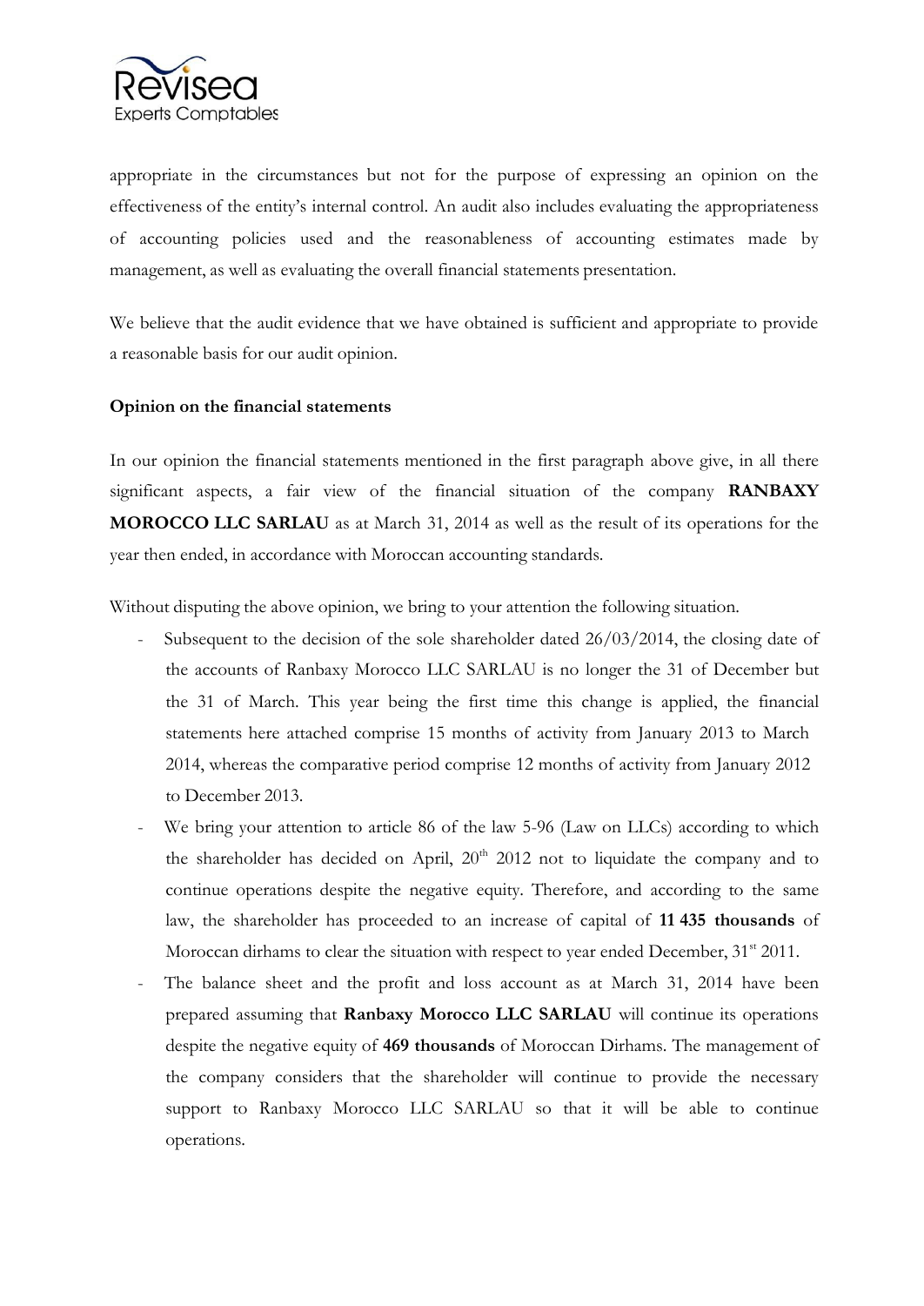appropriate in the circumstances but not for the purpose of expressing an opinion on the effectiveness of the entity's internal control. An audit also includes evaluating the appropriateness of accounting policies used and the reasonableness of accounting estimates made by management, as well as evaluating the overall financial statements presentation.

We believe that the audit evidence that we have obtained is sufficient and appropriate to provide a reasonable basis for our audit opinion.

**Opinion on the financial statements**

In our opinion the financial statements mentioned in the first paragraph above give, in all there significant aspects, a fair view of the financial situation of the company **RANBAXY MOROCCO LLC SARLAU** as at March 31, 2014 as well as the result of its operations for the year then ended, in accordance with Moroccan accounting standards.

Without disputing the above opinion, we bring to your attention the following situation.

- Subsequent to the decision of the sole shareholder dated 26/03/2014, the closing date of the accounts of Ranbaxy Morocco LLC SARLAU is no longer the 31 of December but the 31 of March. This year being the first time this change is applied, the financial statements here attached comprise 15 months of activity from January 2013 to March 2014, whereas the comparative period comprise 12 months of activity from January 2012 to December 2013.
- We bring your attention to article 86 of the law 5-96 (Law on LLCs) according to which the shareholder has decided on April, 20th 2012 not to liquidate the company and to continue operations despite the negative equity. Therefore, and according to the same law, the shareholder has proceeded to an increase of capital of **11 435 thousands** of Moroccan dirhams to clear the situation with respect to year ended December, 31st 2011.
- The balance sheet and the profit and loss account as at March 31, 2014 have been prepared assuming that **Ranbaxy Morocco LLC SARLAU** will continue its operations despite the negative equity of **469 thousands** of Moroccan Dirhams. The management of the company considers that the shareholder will continue to provide the necessary support to Ranbaxy Morocco LLC SARLAU so that it will be able to continue operations.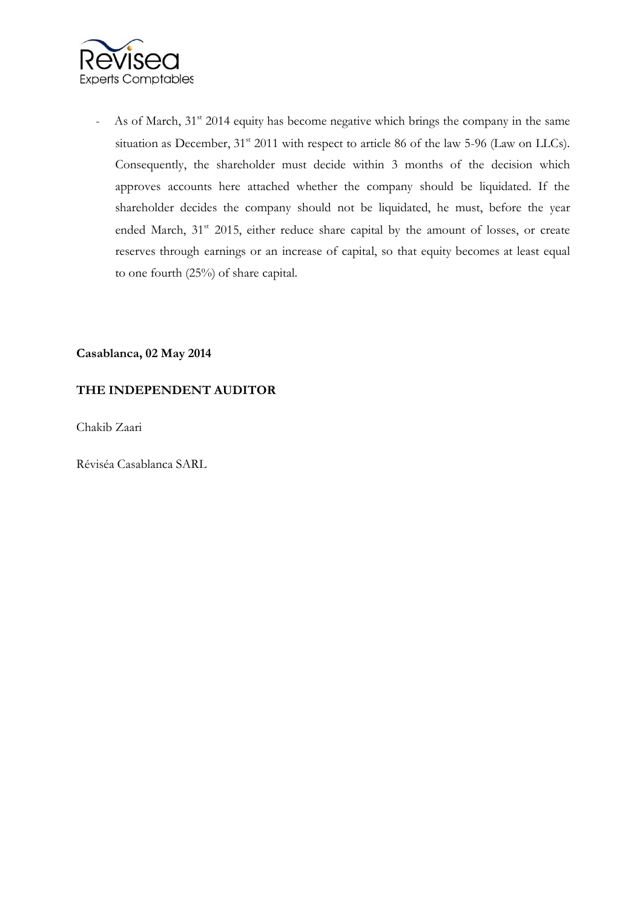- As of March, 31st 2014 equity has become negative which brings the company in the same situation as December, 31st 2011 with respect to article 86 of the law 5-96 (Law on LLCs). Consequently, the shareholder must decide within 3 months of the decision which approves accounts here attached whether the company should be liquidated. If the shareholder decides the company should not be liquidated, he must, before the year ended March, 31st 2015, either reduce share capital by the amount of losses, or create reserves through earnings or an increase of capital, so that equity becomes at least equal to one fourth (25%) of share capital.

**Casablanca, 02 May 2014**

**THE INDEPENDENT AUDITOR**

Chakib Zaari

Réviséa Casablanca SARL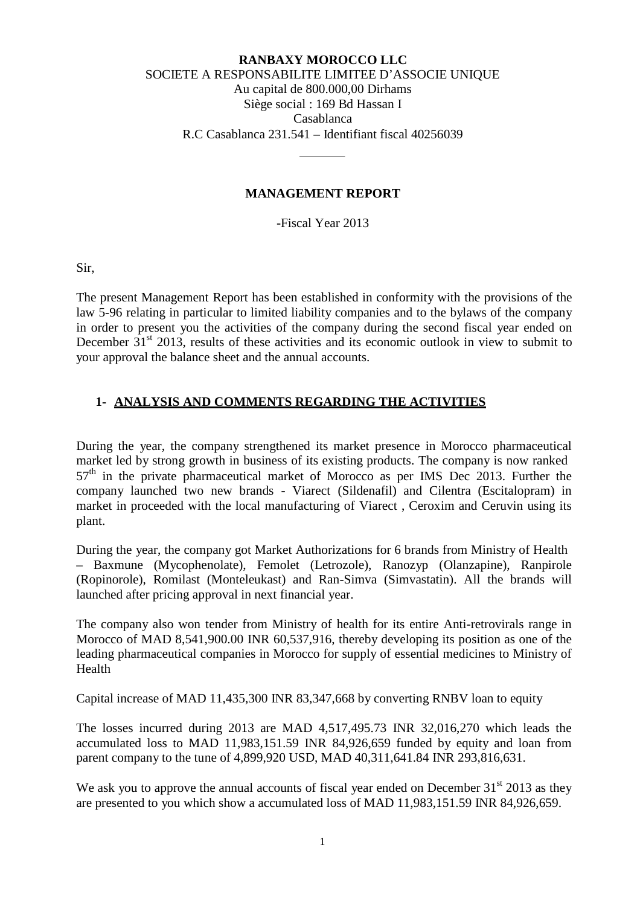**RANBAXY MOROCCO LLC**
SOCIETE A RESPONSABILITE LIMITEE D'ASSOCIE UNIQUE
Au capital de 800.000,00 Dirhams
Siège social : 169 Bd Hassan I
Casablanca
R.C Casablanca 231.541 – Identifiant fiscal 40256039

---

## MANAGEMENT REPORT

-Fiscal Year 2013

Sir,

The present Management Report has been established in conformity with the provisions of the law 5-96 relating in particular to limited liability companies and to the bylaws of the company in order to present you the activities of the company during the second fiscal year ended on December 31st 2013, results of these activities and its economic outlook in view to submit to your approval the balance sheet and the annual accounts.

## 1- ANALYSIS AND COMMENTS REGARDING THE ACTIVITIES

During the year, the company strengthened its market presence in Morocco pharmaceutical market led by strong growth in business of its existing products. The company is now ranked 57th in the private pharmaceutical market of Morocco as per IMS Dec 2013. Further the company launched two new brands - Viarect (Sildenafil) and Cilentra (Escitalopram) in market in proceeded with the local manufacturing of Viarect , Ceroxim and Ceruvin using its plant.

During the year, the company got Market Authorizations for 6 brands from Ministry of Health – Baxmune (Mycophenolate), Femolet (Letrozole), Ranozyp (Olanzapine), Ranpirole (Ropinorole), Romilast (Monteleukast) and Ran-Simva (Simvastatin). All the brands will launched after pricing approval in next financial year.

The company also won tender from Ministry of health for its entire Anti-retrovirals range in Morocco of MAD 8,541,900.00 INR 60,537,916, thereby developing its position as one of the leading pharmaceutical companies in Morocco for supply of essential medicines to Ministry of Health

Capital increase of MAD 11,435,300 INR 83,347,668 by converting RNBV loan to equity

The losses incurred during 2013 are MAD 4,517,495.73 INR 32,016,270 which leads the accumulated loss to MAD 11,983,151.59 INR 84,926,659 funded by equity and loan from parent company to the tune of 4,899,920 USD, MAD 40,311,641.84 INR 293,816,631.

We ask you to approve the annual accounts of fiscal year ended on December 31st 2013 as they are presented to you which show a accumulated loss of MAD 11,983,151.59 INR 84,926,659.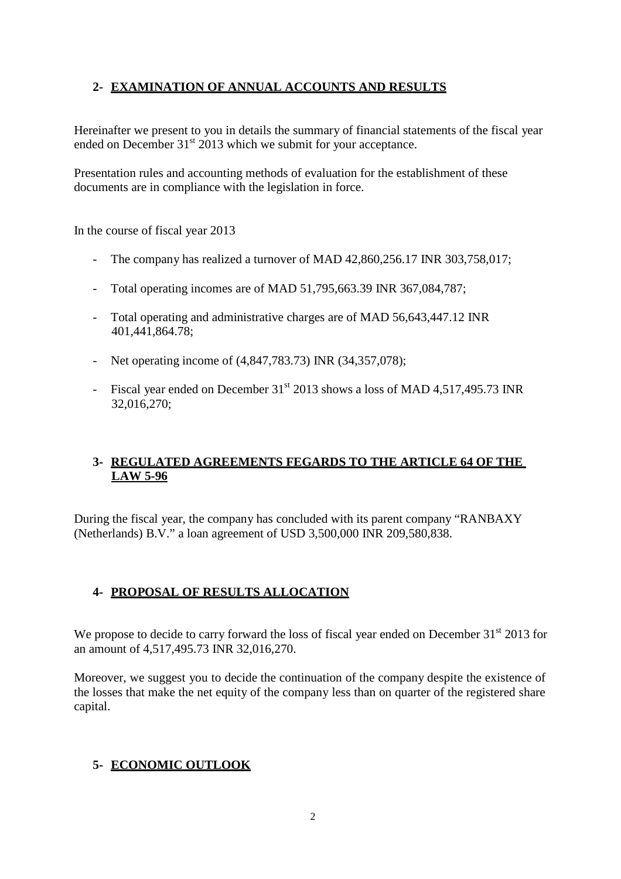## 2- EXAMINATION OF ANNUAL ACCOUNTS AND RESULTS

Hereinafter we present to you in details the summary of financial statements of the fiscal year ended on December 31st 2013 which we submit for your acceptance.

Presentation rules and accounting methods of evaluation for the establishment of these documents are in compliance with the legislation in force.

In the course of fiscal year 2013

- The company has realized a turnover of MAD 42,860,256.17 INR 303,758,017;
- Total operating incomes are of MAD 51,795,663.39 INR 367,084,787;
- Total operating and administrative charges are of MAD 56,643,447.12 INR 401,441,864.78;
- Net operating income of (4,847,783.73) INR (34,357,078);
- Fiscal year ended on December 31st 2013 shows a loss of MAD 4,517,495.73 INR 32,016,270;

## 3- REGULATED AGREEMENTS FEGARDS TO THE ARTICLE 64 OF THE LAW 5-96

During the fiscal year, the company has concluded with its parent company "RANBAXY (Netherlands) B.V." a loan agreement of USD 3,500,000 INR 209,580,838.

## 4- PROPOSAL OF RESULTS ALLOCATION

We propose to decide to carry forward the loss of fiscal year ended on December 31st 2013 for an amount of 4,517,495.73 INR 32,016,270.

Moreover, we suggest you to decide the continuation of the company despite the existence of the losses that make the net equity of the company less than on quarter of the registered share capital.

## 5- ECONOMIC OUTLOOK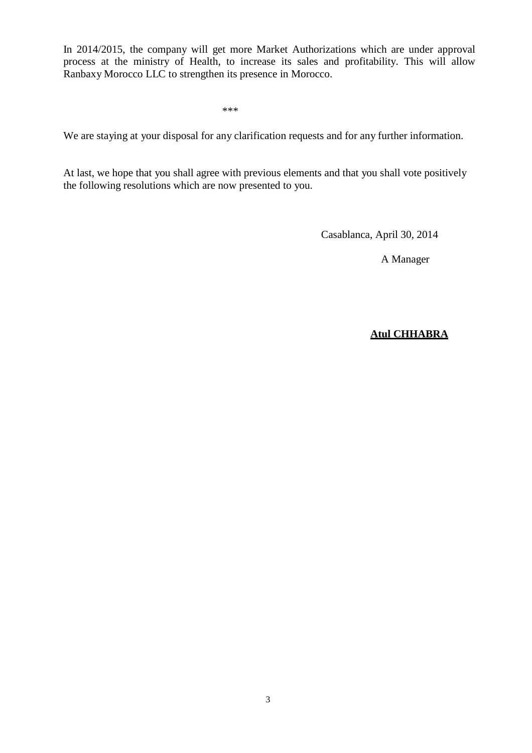In 2014/2015, the company will get more Market Authorizations which are under approval process at the ministry of Health, to increase its sales and profitability. This will allow Ranbaxy Morocco LLC to strengthen its presence in Morocco.

***

We are staying at your disposal for any clarification requests and for any further information.

At last, we hope that you shall agree with previous elements and that you shall vote positively the following resolutions which are now presented to you.

Casablanca, April 30, 2014

A Manager

**Atul CHHABRA**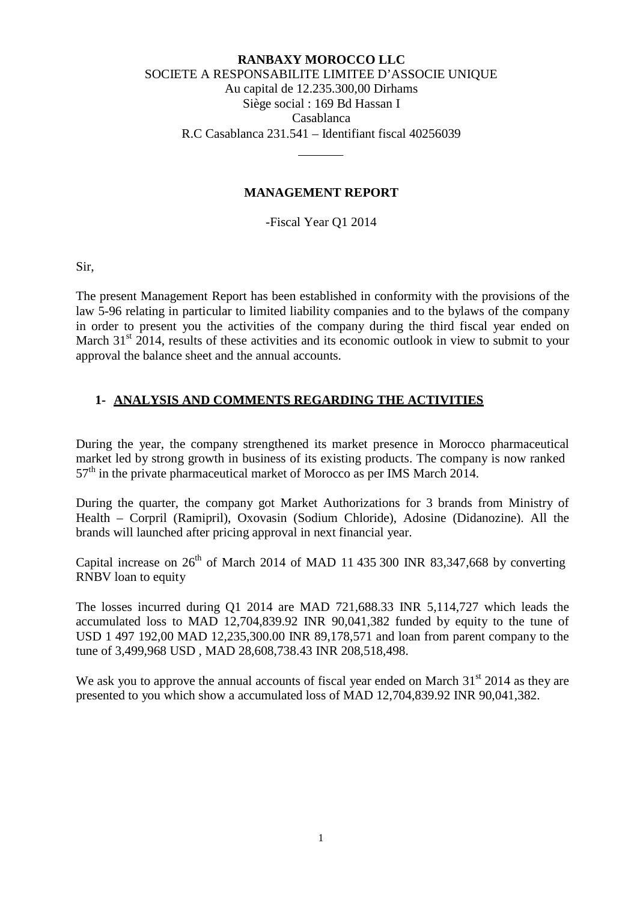**RANBAXY MOROCCO LLC**
SOCIETE A RESPONSABILITE LIMITEE D'ASSOCIE UNIQUE
Au capital de 12.235.300,00 Dirhams
Siège social : 169 Bd Hassan I
Casablanca
R.C Casablanca 231.541 – Identifiant fiscal 40256039

---

**MANAGEMENT REPORT**

-Fiscal Year Q1 2014

Sir,

The present Management Report has been established in conformity with the provisions of the law 5-96 relating in particular to limited liability companies and to the bylaws of the company in order to present you the activities of the company during the third fiscal year ended on March 31st 2014, results of these activities and its economic outlook in view to submit to your approval the balance sheet and the annual accounts.

## 1- ANALYSIS AND COMMENTS REGARDING THE ACTIVITIES

During the year, the company strengthened its market presence in Morocco pharmaceutical market led by strong growth in business of its existing products. The company is now ranked 57th in the private pharmaceutical market of Morocco as per IMS March 2014.

During the quarter, the company got Market Authorizations for 3 brands from Ministry of Health – Corpril (Ramipril), Oxovasin (Sodium Chloride), Adosine (Didanozine). All the brands will launched after pricing approval in next financial year.

Capital increase on 26th of March 2014 of MAD 11 435 300 INR 83,347,668 by converting RNBV loan to equity

The losses incurred during Q1 2014 are MAD 721,688.33 INR 5,114,727 which leads the accumulated loss to MAD 12,704,839.92 INR 90,041,382 funded by equity to the tune of USD 1 497 192,00 MAD 12,235,300.00 INR 89,178,571 and loan from parent company to the tune of 3,499,968 USD , MAD 28,608,738.43 INR 208,518,498.

We ask you to approve the annual accounts of fiscal year ended on March 31st 2014 as they are presented to you which show a accumulated loss of MAD 12,704,839.92 INR 90,041,382.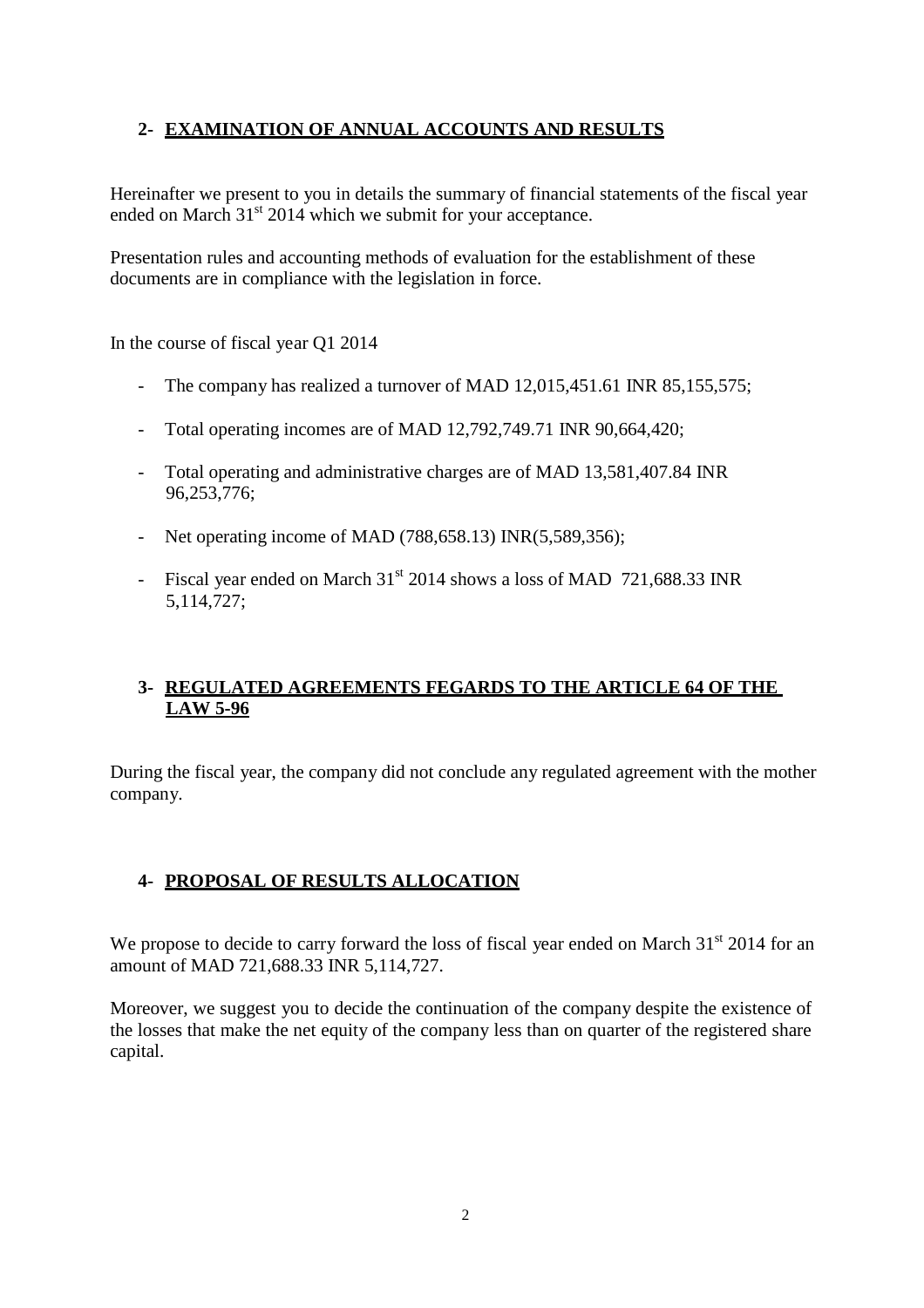## 2- EXAMINATION OF ANNUAL ACCOUNTS AND RESULTS

Hereinafter we present to you in details the summary of financial statements of the fiscal year ended on March 31st 2014 which we submit for your acceptance.

Presentation rules and accounting methods of evaluation for the establishment of these documents are in compliance with the legislation in force.

In the course of fiscal year Q1 2014

- The company has realized a turnover of MAD 12,015,451.61 INR 85,155,575;
- Total operating incomes are of MAD 12,792,749.71 INR 90,664,420;
- Total operating and administrative charges are of MAD 13,581,407.84 INR 96,253,776;
- Net operating income of MAD (788,658.13) INR(5,589,356);
- Fiscal year ended on March 31st 2014 shows a loss of MAD 721,688.33 INR 5,114,727;

## 3- REGULATED AGREEMENTS FEGARDS TO THE ARTICLE 64 OF THE LAW 5-96

During the fiscal year, the company did not conclude any regulated agreement with the mother company.

## 4- PROPOSAL OF RESULTS ALLOCATION

We propose to decide to carry forward the loss of fiscal year ended on March 31st 2014 for an amount of MAD 721,688.33 INR 5,114,727.

Moreover, we suggest you to decide the continuation of the company despite the existence of the losses that make the net equity of the company less than on quarter of the registered share capital.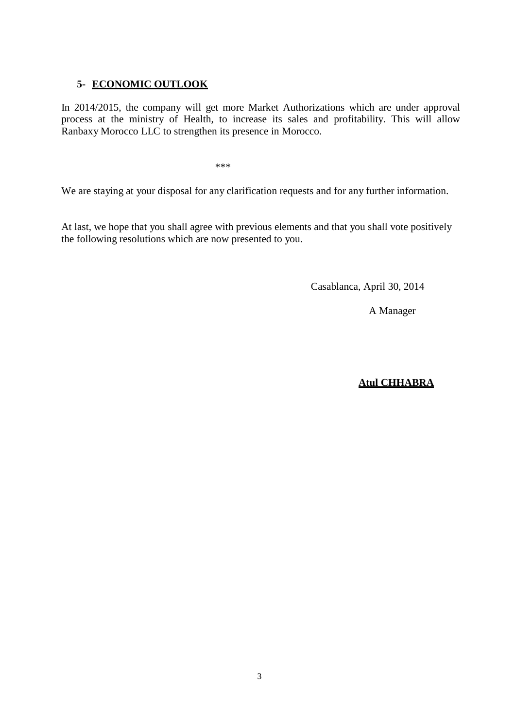## 5- ECONOMIC OUTLOOK

In 2014/2015, the company will get more Market Authorizations which are under approval process at the ministry of Health, to increase its sales and profitability. This will allow Ranbaxy Morocco LLC to strengthen its presence in Morocco.

***

We are staying at your disposal for any clarification requests and for any further information.

At last, we hope that you shall agree with previous elements and that you shall vote positively the following resolutions which are now presented to you.

Casablanca, April 30, 2014

A Manager

**Atul CHHABRA**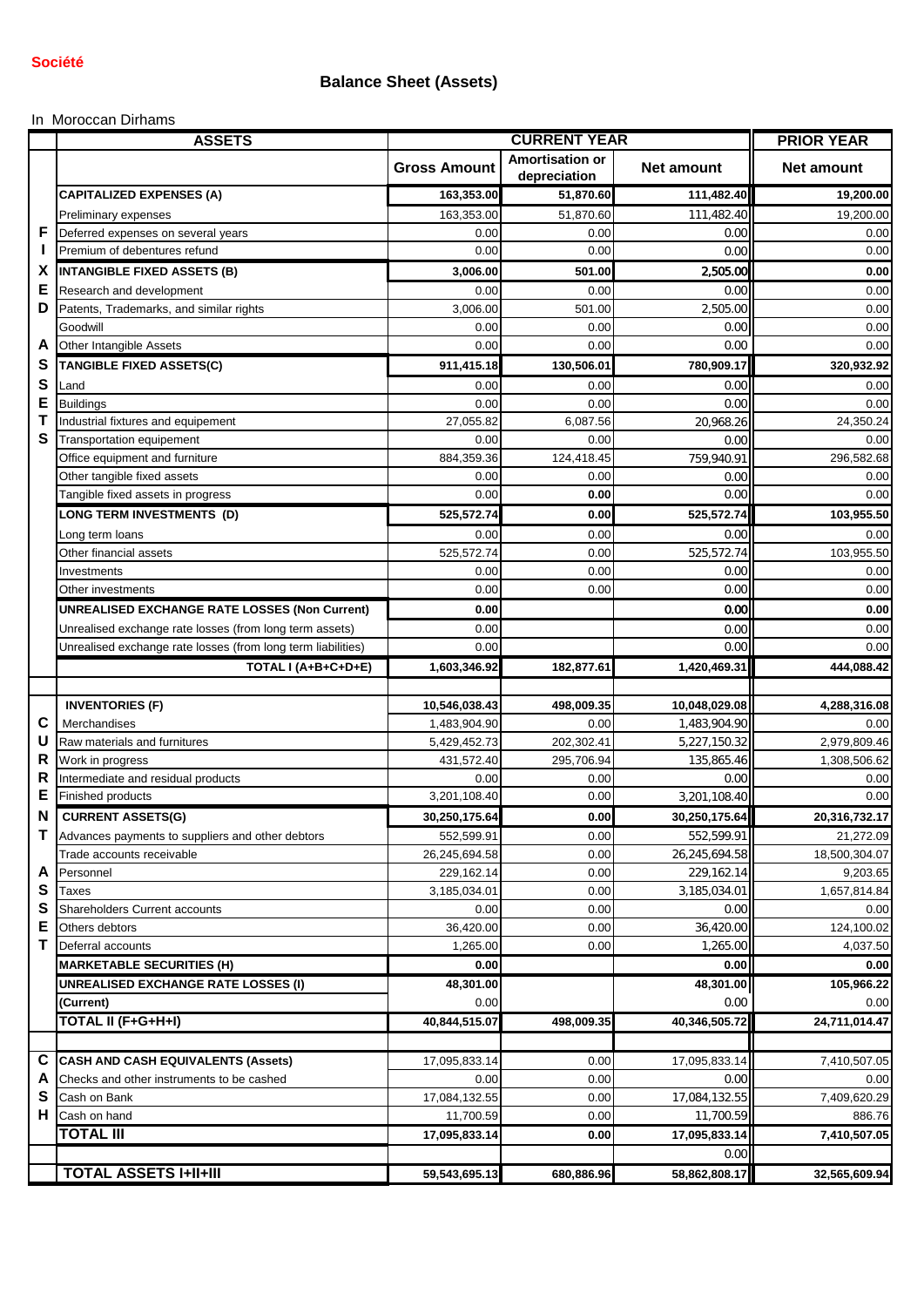**Société**

# Balance Sheet (Assets)

In Moroccan Dirhams

| | ASSETS | CURRENT YEAR | | | PRIOR YEAR |
|---|---|---|---|---|---|
| | | Gross Amount | Amortisation or depreciation | Net amount | Net amount |
| | **CAPITALIZED EXPENSES (A)** | **163,353.00** | **51,870.60** | **111,482.40** | **19,200.00** |
| | Preliminary expenses | 163,353.00 | 51,870.60 | 111,482.40 | 19,200.00 |
| F | Deferred expenses on several years | 0.00 | 0.00 | 0.00 | 0.00 |
| I | Premium of debentures refund | 0.00 | 0.00 | 0.00 | 0.00 |
| X | **INTANGIBLE FIXED ASSETS (B)** | **3,006.00** | **501.00** | **2,505.00** | **0.00** |
| E | Research and development | 0.00 | 0.00 | 0.00 | 0.00 |
| D | Patents, Trademarks, and similar rights | 3,006.00 | 501.00 | 2,505.00 | 0.00 |
| | Goodwill | 0.00 | 0.00 | 0.00 | 0.00 |
| A | Other Intangible Assets | 0.00 | 0.00 | 0.00 | 0.00 |
| S | **TANGIBLE FIXED ASSETS(C)** | **911,415.18** | **130,506.01** | **780,909.17** | **320,932.92** |
| S | Land | 0.00 | 0.00 | 0.00 | 0.00 |
| E | Buildings | 0.00 | 0.00 | 0.00 | 0.00 |
| T | Industrial fixtures and equipement | 27,055.82 | 6,087.56 | 20,968.26 | 24,350.24 |
| S | Transportation equipement | 0.00 | 0.00 | 0.00 | 0.00 |
| | Office equipment and furniture | 884,359.36 | 124,418.45 | 759,940.91 | 296,582.68 |
| | Other tangible fixed assets | 0.00 | 0.00 | 0.00 | 0.00 |
| | Tangible fixed assets in progress | 0.00 | **0.00** | 0.00 | 0.00 |
| | **LONG TERM INVESTMENTS (D)** | **525,572.74** | **0.00** | **525,572.74** | **103,955.50** |
| | Long term loans | 0.00 | 0.00 | 0.00 | 0.00 |
| | Other financial assets | 525,572.74 | 0.00 | 525,572.74 | 103,955.50 |
| | Investments | 0.00 | 0.00 | 0.00 | 0.00 |
| | Other investments | 0.00 | 0.00 | 0.00 | 0.00 |
| | **UNREALISED EXCHANGE RATE LOSSES (Non Current)** | **0.00** | | **0.00** | **0.00** |
| | Unrealised exchange rate losses (from long term assets) | 0.00 | | 0.00 | 0.00 |
| | Unrealised exchange rate losses (from long term liabilities) | 0.00 | | 0.00 | 0.00 |
| | **TOTAL I (A+B+C+D+E)** | **1,603,346.92** | **182,877.61** | **1,420,469.31** | **444,088.42** |
| | | | | | |
| | **INVENTORIES (F)** | **10,546,038.43** | **498,009.35** | **10,048,029.08** | **4,288,316.08** |
| C | Merchandises | 1,483,904.90 | 0.00 | 1,483,904.90 | 0.00 |
| U | Raw materials and furnitures | 5,429,452.73 | 202,302.41 | 5,227,150.32 | 2,979,809.46 |
| R | Work in progress | 431,572.40 | 295,706.94 | 135,865.46 | 1,308,506.62 |
| R | Intermediate and residual products | 0.00 | 0.00 | 0.00 | 0.00 |
| E | Finished products | 3,201,108.40 | 0.00 | 3,201,108.40 | 0.00 |
| N | **CURRENT ASSETS(G)** | **30,250,175.64** | **0.00** | **30,250,175.64** | **20,316,732.17** |
| T | Advances payments to suppliers and other debtors | 552,599.91 | 0.00 | 552,599.91 | 21,272.09 |
| | Trade accounts receivable | 26,245,694.58 | 0.00 | 26,245,694.58 | 18,500,304.07 |
| A | Personnel | 229,162.14 | 0.00 | 229,162.14 | 9,203.65 |
| S | Taxes | 3,185,034.01 | 0.00 | 3,185,034.01 | 1,657,814.84 |
| S | Shareholders Current accounts | 0.00 | 0.00 | 0.00 | 0.00 |
| E | Others debtors | 36,420.00 | 0.00 | 36,420.00 | 124,100.02 |
| T | Deferral accounts | 1,265.00 | 0.00 | 1,265.00 | 4,037.50 |
| | **MARKETABLE SECURITIES (H)** | **0.00** | | **0.00** | **0.00** |
| | **UNREALISED EXCHANGE RATE LOSSES (I)** | **48,301.00** | | **48,301.00** | **105,966.22** |
| | **(Current)** | 0.00 | | 0.00 | 0.00 |
| | **TOTAL II (F+G+H+I)** | **40,844,515.07** | **498,009.35** | **40,346,505.72** | **24,711,014.47** |
| | | | | | |
| C | **CASH AND CASH EQUIVALENTS (Assets)** | 17,095,833.14 | 0.00 | 17,095,833.14 | 7,410,507.05 |
| A | Checks and other instruments to be cashed | 0.00 | 0.00 | 0.00 | 0.00 |
| S | Cash on Bank | 17,084,132.55 | 0.00 | 17,084,132.55 | 7,409,620.29 |
| H | Cash on hand | 11,700.59 | 0.00 | 11,700.59 | 886.76 |
| | **TOTAL III** | **17,095,833.14** | **0.00** | **17,095,833.14** | **7,410,507.05** |
| | | | | 0.00 | |
| | **TOTAL ASSETS I+II+III** | **59,543,695.13** | **680,886.96** | **58,862,808.17** | **32,565,609.94** |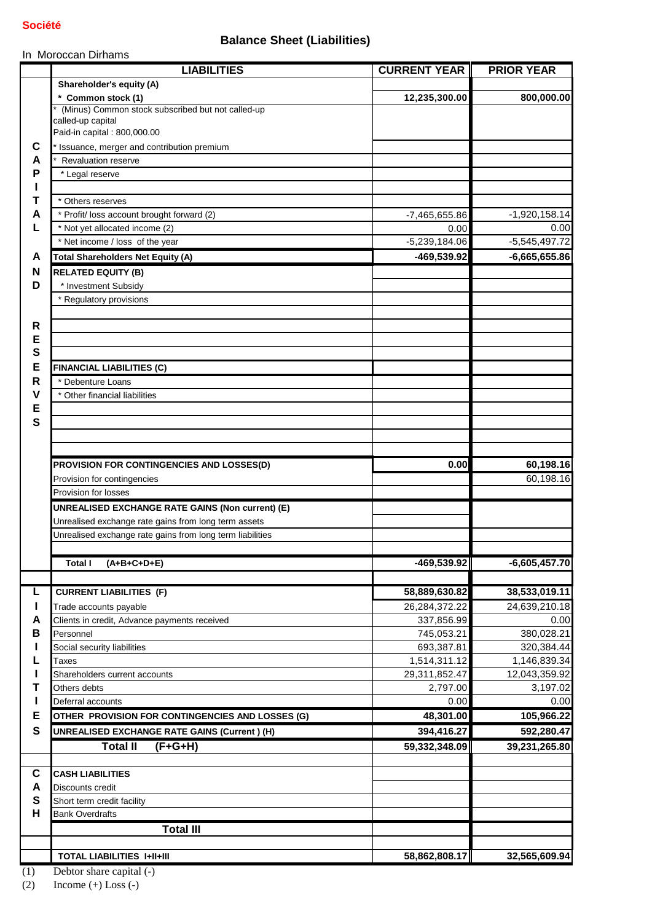**Société**

## Balance Sheet (Liabilities)

In Moroccan Dirhams

| | LIABILITIES | CURRENT YEAR | PRIOR YEAR |
|---|---|---|---|
| | **Shareholder's equity (A)** | | |
| | * **Common stock (1)** | **12,235,300.00** | **800,000.00** |
| | * (Minus) Common stock subscribed but not called-up called-up capital Paid-in capital : 800,000.00 | | |
| C | * Issuance, merger and contribution premium | | |
| A | * Revaluation reserve | | |
| P | * Legal reserve | | |
| I | | | |
| T | * Others reserves | | |
| A | * Profit/ loss account brought forward (2) | -7,465,655.86 | -1,920,158.14 |
| L | * Not yet allocated income (2) | 0.00 | 0.00 |
| | * Net income / loss of the year | -5,239,184.06 | -5,545,497.72 |
| A | **Total Shareholders Net Equity (A)** | **-469,539.92** | **-6,665,655.86** |
| N | **RELATED EQUITY (B)** | | |
| D | * Investment Subsidy | | |
| | * Regulatory provisions | | |
| | | | |
| R | | | |
| E | | | |
| S | | | |
| E | **FINANCIAL LIABILITIES (C)** | | |
| R | * Debenture Loans | | |
| V | * Other financial liabilities | | |
| E | | | |
| S | | | |
| | | | |
| | | | |
| | **PROVISION FOR CONTINGENCIES AND LOSSES(D)** | **0.00** | **60,198.16** |
| | Provision for contingencies | | 60,198.16 |
| | Provision for losses | | |
| | **UNREALISED EXCHANGE RATE GAINS (Non current) (E)** | | |
| | Unrealised exchange rate gains from long term assets | | |
| | Unrealised exchange rate gains from long term liabilities | | |
| | | | |
| | **Total I (A+B+C+D+E)** | **-469,539.92** | **-6,605,457.70** |
| | | | |
| L | **CURRENT LIABILITIES (F)** | **58,889,630.82** | **38,533,019.11** |
| I | Trade accounts payable | 26,284,372.22 | 24,639,210.18 |
| A | Clients in credit, Advance payments received | 337,856.99 | 0.00 |
| B | Personnel | 745,053.21 | 380,028.21 |
| I | Social security liabilities | 693,387.81 | 320,384.44 |
| L | Taxes | 1,514,311.12 | 1,146,839.34 |
| I | Shareholders current accounts | 29,311,852.47 | 12,043,359.92 |
| T | Others debts | 2,797.00 | 3,197.02 |
| I | Deferral accounts | 0.00 | 0.00 |
| E | **OTHER PROVISION FOR CONTINGENCIES AND LOSSES (G)** | **48,301.00** | **105,966.22** |
| S | **UNREALISED EXCHANGE RATE GAINS (Current ) (H)** | **394,416.27** | **592,280.47** |
| | **Total II (F+G+H)** | **59,332,348.09** | **39,231,265.80** |
| | | | |
| C | **CASH LIABILITIES** | | |
| A | Discounts credit | | |
| S | Short term credit facility | | |
| H | Bank Overdrafts | | |
| | **Total III** | | |
| | | | |
| | **TOTAL LIABILITIES I+II+III** | **58,862,808.17** | **32,565,609.94** |

(1) Debtor share capital (-)

(2) Income (+) Loss (-)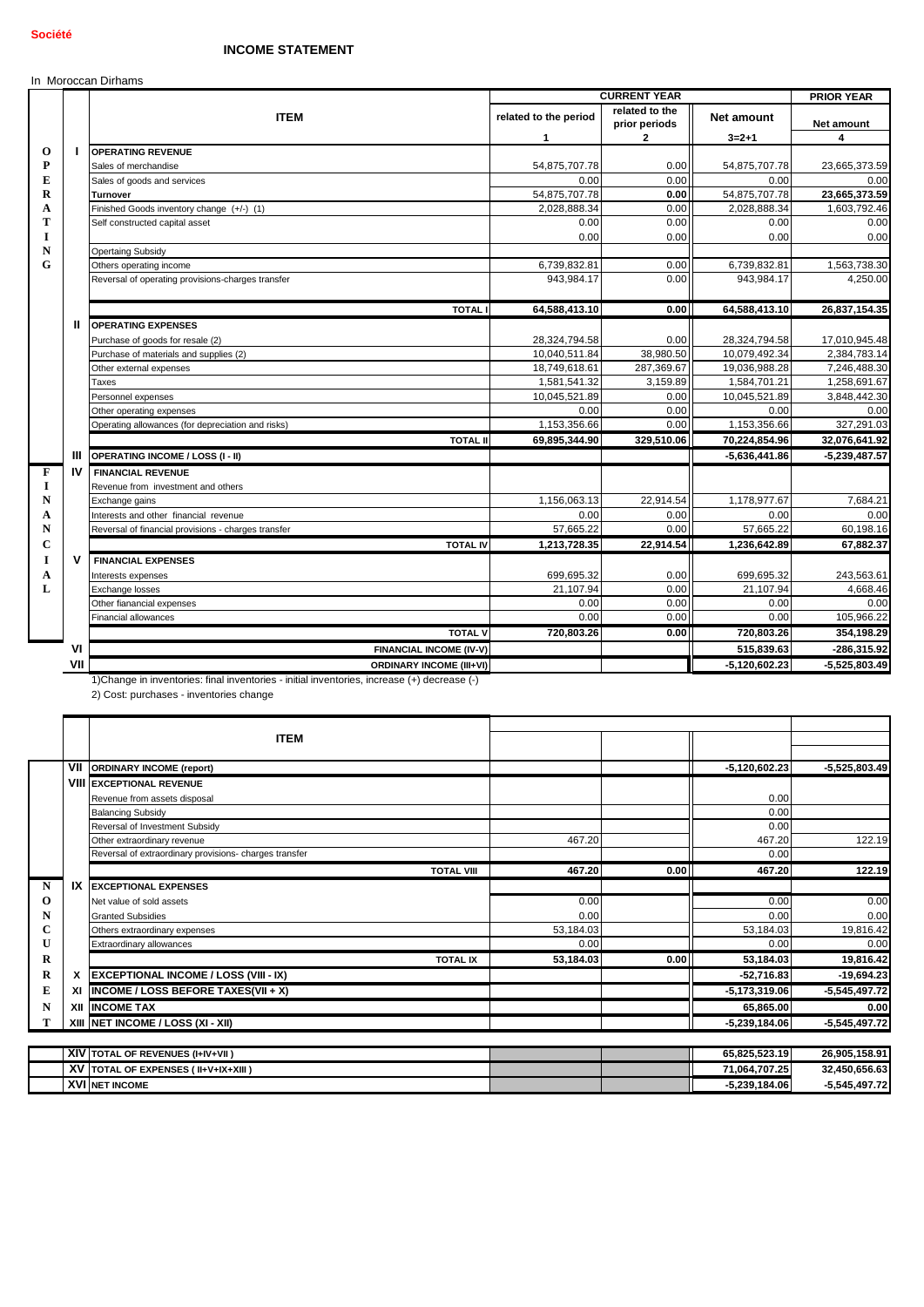Société

## INCOME STATEMENT

In Moroccan Dirhams

| | | ITEM | CURRENT YEAR related to the period 1 | related to the prior periods 2 | Net amount 3=2+1 | PRIOR YEAR Net amount 4 |
|---|---|---|---|---|---|---|
| OPERATING | I | **OPERATING REVENUE** | | | | |
| | | Sales of merchandise | 54,875,707.78 | 0.00 | 54,875,707.78 | 23,665,373.59 |
| | | Sales of goods and services | 0.00 | 0.00 | 0.00 | 0.00 |
| | | **Turnover** | 54,875,707.78 | 0.00 | 54,875,707.78 | 23,665,373.59 |
| | | Finished Goods inventory change (+/-) (1) | 2,028,888.34 | 0.00 | 2,028,888.34 | 1,603,792.46 |
| | | Self constructed capital asset | 0.00 | 0.00 | 0.00 | 0.00 |
| | | | 0.00 | 0.00 | 0.00 | 0.00 |
| | | Opertaing Subsidy | | | | |
| | | Others operating income | 6,739,832.81 | 0.00 | 6,739,832.81 | 1,563,738.30 |
| | | Reversal of operating provisions-charges transfer | 943,984.17 | 0.00 | 943,984.17 | 4,250.00 |
| | | **TOTAL I** | **64,588,413.10** | **0.00** | **64,588,413.10** | **26,837,154.35** |
| | II | **OPERATING EXPENSES** | | | | |
| | | Purchase of goods for resale (2) | 28,324,794.58 | 0.00 | 28,324,794.58 | 17,010,945.48 |
| | | Purchase of materials and supplies (2) | 10,040,511.84 | 38,980.50 | 10,079,492.34 | 2,384,783.14 |
| | | Other external expenses | 18,749,618.61 | 287,369.67 | 19,036,988.28 | 7,246,488.30 |
| | | Taxes | 1,581,541.32 | 3,159.89 | 1,584,701.21 | 1,258,691.67 |
| | | Personnel expenses | 10,045,521.89 | 0.00 | 10,045,521.89 | 3,848,442.30 |
| | | Other operating expenses | 0.00 | 0.00 | 0.00 | 0.00 |
| | | Operating allowances (for depreciation and risks) | 1,153,356.66 | 0.00 | 1,153,356.66 | 327,291.03 |
| | | **TOTAL II** | **69,895,344.90** | **329,510.06** | **70,224,854.96** | **32,076,641.92** |
| | III | **OPERATING INCOME / LOSS (I - II)** | | | **-5,636,441.86** | **-5,239,487.57** |
| FINANCIAL | IV | **FINANCIAL REVENUE** | | | | |
| | | Revenue from investment and others | | | | |
| | | Exchange gains | 1,156,063.13 | 22,914.54 | 1,178,977.67 | 7,684.21 |
| | | Interests and other financial revenue | 0.00 | 0.00 | 0.00 | 0.00 |
| | | Reversal of financial provisions - charges transfer | 57,665.22 | 0.00 | 57,665.22 | 60,198.16 |
| | | **TOTAL IV** | **1,213,728.35** | **22,914.54** | **1,236,642.89** | **67,882.37** |
| | V | **FINANCIAL EXPENSES** | | | | |
| | | Interests expenses | 699,695.32 | 0.00 | 699,695.32 | 243,563.61 |
| | | Exchange losses | 21,107.94 | 0.00 | 21,107.94 | 4,668.46 |
| | | Other fianancial expenses | 0.00 | 0.00 | 0.00 | 0.00 |
| | | Financial allowances | 0.00 | 0.00 | 0.00 | 105,966.22 |
| | | **TOTAL V** | **720,803.26** | **0.00** | **720,803.26** | **354,198.29** |
| | VI | **FINANCIAL INCOME (IV-V)** | | | **515,839.63** | **-286,315.92** |
| | VII | **ORDINARY INCOME (III+VI)** | | | **-5,120,602.23** | **-5,525,803.49** |

1)Change in inventories: final inventories - initial inventories, increase (+) decrease (-)

2) Cost: purchases - inventories change

| | | ITEM | | | | |
|---|---|---|---|---|---|---|
| | VII | **ORDINARY INCOME (report)** | | | **-5,120,602.23** | **-5,525,803.49** |
| | VIII | **EXCEPTIONAL REVENUE** | | | | |
| | | Revenue from assets disposal | | | 0.00 | |
| | | Balancing Subsidy | | | 0.00 | |
| | | Reversal of Investment Subsidy | | | 0.00 | |
| | | Other extraordinary revenue | 467.20 | | 467.20 | 122.19 |
| | | Reversal of extraordinary provisions- charges transfer | | | 0.00 | |
| | | **TOTAL VIII** | **467.20** | **0.00** | **467.20** | **122.19** |
| NON CURRENT | IX | **EXCEPTIONAL EXPENSES** | | | | |
| | | Net value of sold assets | 0.00 | | 0.00 | 0.00 |
| | | Granted Subsidies | 0.00 | | 0.00 | 0.00 |
| | | Others extraordinary expenses | 53,184.03 | | 53,184.03 | 19,816.42 |
| | | Extraordinary allowances | 0.00 | | 0.00 | 0.00 |
| | | **TOTAL IX** | **53,184.03** | **0.00** | **53,184.03** | **19,816.42** |
| | X | **EXCEPTIONAL INCOME / LOSS (VIII - IX)** | | | **-52,716.83** | **-19,694.23** |
| | XI | **INCOME / LOSS BEFORE TAXES(VII + X)** | | | **-5,173,319.06** | **-5,545,497.72** |
| | XII | **INCOME TAX** | | | **65,865.00** | **0.00** |
| | XIII | **NET INCOME / LOSS (XI - XII)** | | | **-5,239,184.06** | **-5,545,497.72** |

| | | | | | | |
|---|---|---|---|---|---|---|
| | XIV | **TOTAL OF REVENUES (I+IV+VII )** | | | **65,825,523.19** | **26,905,158.91** |
| | XV | **TOTAL OF EXPENSES ( II+V+IX+XIII )** | | | **71,064,707.25** | **32,450,656.63** |
| | XVI | **NET INCOME** | | | **-5,239,184.06** | **-5,545,497.72** |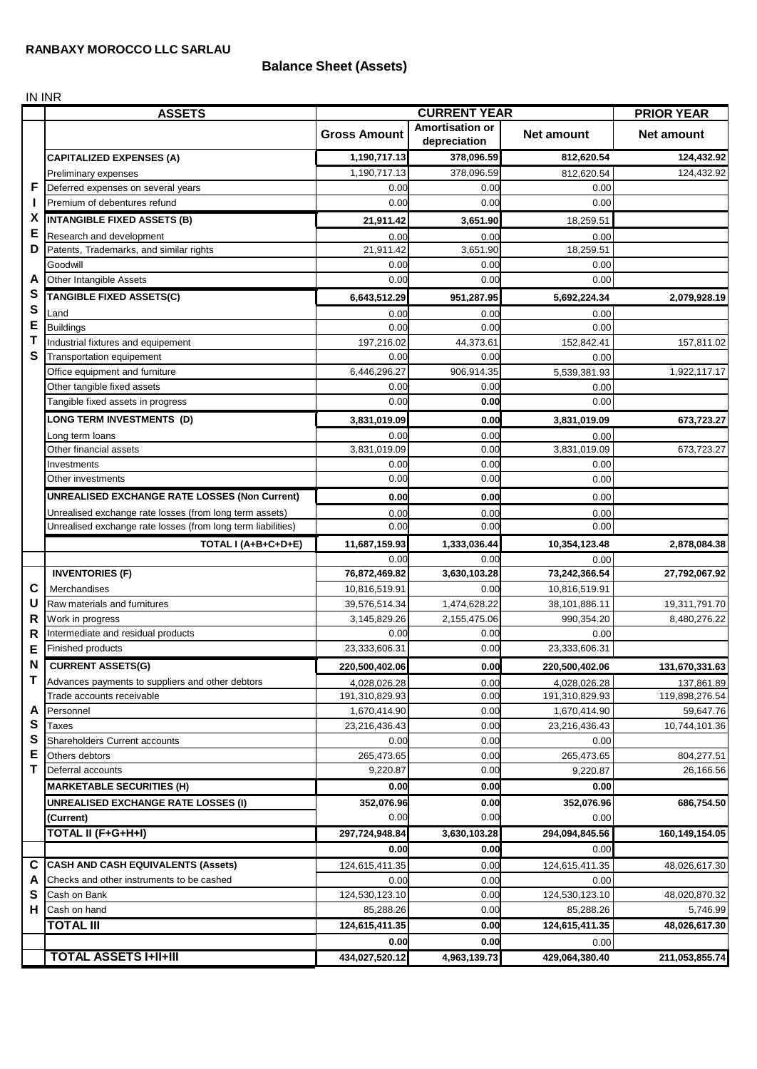**RANBAXY MOROCCO LLC SARLAU**

## Balance Sheet (Assets)

IN INR

| | ASSETS | CURRENT YEAR | | | PRIOR YEAR |
|---|---|---|---|---|---|
| | | Gross Amount | Amortisation or depreciation | Net amount | Net amount |
| FIXED ASSETS | **CAPITALIZED EXPENSES (A)** | **1,190,717.13** | **378,096.59** | **812,620.54** | **124,432.92** |
| | Preliminary expenses | 1,190,717.13 | 378,096.59 | 812,620.54 | 124,432.92 |
| | Deferred expenses on several years | 0.00 | 0.00 | 0.00 | |
| | Premium of debentures refund | 0.00 | 0.00 | 0.00 | |
| | **INTANGIBLE FIXED ASSETS (B)** | **21,911.42** | **3,651.90** | 18,259.51 | |
| | Research and development | 0.00 | 0.00 | 0.00 | |
| | Patents, Trademarks, and similar rights | 21,911.42 | 3,651.90 | 18,259.51 | |
| | Goodwill | 0.00 | 0.00 | 0.00 | |
| | Other Intangible Assets | 0.00 | 0.00 | 0.00 | |
| | **TANGIBLE FIXED ASSETS(C)** | **6,643,512.29** | **951,287.95** | **5,692,224.34** | **2,079,928.19** |
| | Land | 0.00 | 0.00 | 0.00 | |
| | Buildings | 0.00 | 0.00 | 0.00 | |
| | Industrial fixtures and equipement | 197,216.02 | 44,373.61 | 152,842.41 | 157,811.02 |
| | Transportation equipement | 0.00 | 0.00 | 0.00 | |
| | Office equipment and furniture | 6,446,296.27 | 906,914.35 | 5,539,381.93 | 1,922,117.17 |
| | Other tangible fixed assets | 0.00 | 0.00 | 0.00 | |
| | Tangible fixed assets in progress | 0.00 | **0.00** | 0.00 | |
| | **LONG TERM INVESTMENTS (D)** | **3,831,019.09** | **0.00** | **3,831,019.09** | **673,723.27** |
| | Long term loans | 0.00 | 0.00 | 0.00 | |
| | Other financial assets | 3,831,019.09 | 0.00 | 3,831,019.09 | 673,723.27 |
| | Investments | 0.00 | 0.00 | 0.00 | |
| | Other investments | 0.00 | 0.00 | 0.00 | |
| | **UNREALISED EXCHANGE RATE LOSSES (Non Current)** | **0.00** | **0.00** | 0.00 | |
| | Unrealised exchange rate losses (from long term assets) | 0.00 | 0.00 | 0.00 | |
| | Unrealised exchange rate losses (from long term liabilities) | 0.00 | 0.00 | 0.00 | |
| | **TOTAL I (A+B+C+D+E)** | **11,687,159.93** | **1,333,036.44** | **10,354,123.48** | **2,878,084.38** |
| | | 0.00 | 0.00 | 0.00 | |
| CURRENT ASSET | **INVENTORIES (F)** | **76,872,469.82** | **3,630,103.28** | **73,242,366.54** | **27,792,067.92** |
| | Merchandises | 10,816,519.91 | 0.00 | 10,816,519.91 | |
| | Raw materials and furnitures | 39,576,514.34 | 1,474,628.22 | 38,101,886.11 | 19,311,791.70 |
| | Work in progress | 3,145,829.26 | 2,155,475.06 | 990,354.20 | 8,480,276.22 |
| | Intermediate and residual products | 0.00 | 0.00 | 0.00 | |
| | Finished products | 23,333,606.31 | 0.00 | 23,333,606.31 | |
| | **CURRENT ASSETS(G)** | **220,500,402.06** | **0.00** | **220,500,402.06** | **131,670,331.63** |
| | Advances payments to suppliers and other debtors | 4,028,026.28 | 0.00 | 4,028,026.28 | 137,861.89 |
| | Trade accounts receivable | 191,310,829.93 | 0.00 | 191,310,829.93 | 119,898,276.54 |
| | Personnel | 1,670,414.90 | 0.00 | 1,670,414.90 | 59,647.76 |
| | Taxes | 23,216,436.43 | 0.00 | 23,216,436.43 | 10,744,101.36 |
| | Shareholders Current accounts | 0.00 | 0.00 | 0.00 | |
| | Others debtors | 265,473.65 | 0.00 | 265,473.65 | 804,277.51 |
| | Deferral accounts | 9,220.87 | 0.00 | 9,220.87 | 26,166.56 |
| | **MARKETABLE SECURITIES (H)** | **0.00** | **0.00** | **0.00** | |
| | **UNREALISED EXCHANGE RATE LOSSES (I)** | **352,076.96** | **0.00** | **352,076.96** | **686,754.50** |
| | **(Current)** | 0.00 | 0.00 | 0.00 | |
| | **TOTAL II (F+G+H+I)** | **297,724,948.84** | **3,630,103.28** | **294,094,845.56** | **160,149,154.05** |
| | | **0.00** | **0.00** | 0.00 | |
| CASH | **CASH AND CASH EQUIVALENTS (Assets)** | 124,615,411.35 | 0.00 | 124,615,411.35 | 48,026,617.30 |
| | Checks and other instruments to be cashed | 0.00 | 0.00 | 0.00 | |
| | Cash on Bank | 124,530,123.10 | 0.00 | 124,530,123.10 | 48,020,870.32 |
| | Cash on hand | 85,288.26 | 0.00 | 85,288.26 | 5,746.99 |
| | **TOTAL III** | **124,615,411.35** | **0.00** | **124,615,411.35** | **48,026,617.30** |
| | | **0.00** | **0.00** | 0.00 | |
| | **TOTAL ASSETS I+II+III** | **434,027,520.12** | **4,963,139.73** | **429,064,380.40** | **211,053,855.74** |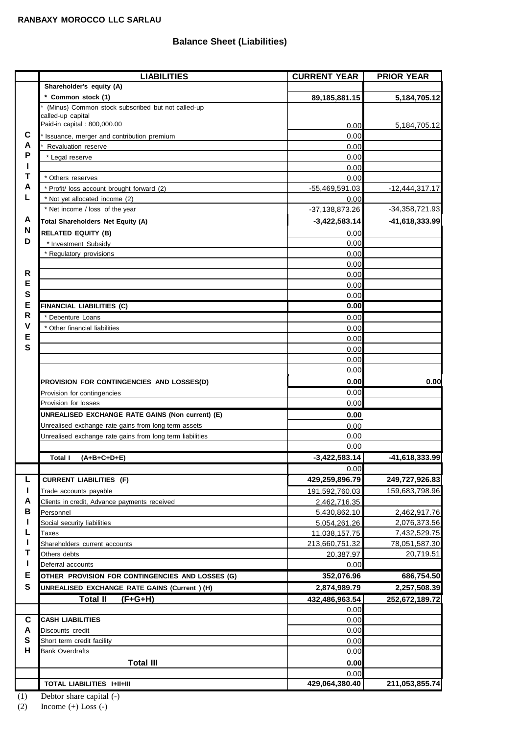**RANBAXY MOROCCO LLC SARLAU**

## Balance Sheet (Liabilities)

| | LIABILITIES | CURRENT YEAR | PRIOR YEAR |
|---|---|---|---|
| CAPITAL AND RESERVES | **Shareholder's equity (A)** | | |
| | **\* Common stock (1)** | **89,185,881.15** | **5,184,705.12** |
| | * (Minus) Common stock subscribed but not called-up called-up capital Paid-in capital : 800,000.00 | 0.00 | 5,184,705.12 |
| | * Issuance, merger and contribution premium | 0.00 | |
| | * Revaluation reserve | 0.00 | |
| | * Legal reserve | 0.00 | |
| | | 0.00 | |
| | * Others reserves | 0.00 | |
| | * Profit/ loss account brought forward (2) | -55,469,591.03 | -12,444,317.17 |
| | * Not yet allocated income (2) | 0.00 | |
| | * Net income / loss of the year | -37,138,873.26 | -34,358,721.93 |
| | **Total Shareholders Net Equity (A)** | **-3,422,583.14** | **-41,618,333.99** |
| | **RELATED EQUITY (B)** | 0.00 | |
| | * Investment Subsidy | 0.00 | |
| | * Regulatory provisions | 0.00 | |
| | | 0.00 | |
| | | 0.00 | |
| | | 0.00 | |
| | | 0.00 | |
| | **FINANCIAL LIABILITIES (C)** | **0.00** | |
| | * Debenture Loans | 0.00 | |
| | * Other financial liabilities | 0.00 | |
| | | 0.00 | |
| | | 0.00 | |
| | | 0.00 | |
| | | 0.00 | |
| | **PROVISION FOR CONTINGENCIES AND LOSSES(D)** | **0.00** | **0.00** |
| | Provision for contingencies | 0.00 | |
| | Provision for losses | 0.00 | |
| | **UNREALISED EXCHANGE RATE GAINS (Non current) (E)** | **0.00** | |
| | Unrealised exchange rate gains from long term assets | 0.00 | |
| | Unrealised exchange rate gains from long term liabilities | 0.00 | |
| | | 0.00 | |
| | **Total I (A+B+C+D+E)** | **-3,422,583.14** | **-41,618,333.99** |
| | | 0.00 | |
| LIABILITIES | **CURRENT LIABILITIES (F)** | **429,259,896.79** | **249,727,926.83** |
| | Trade accounts payable | 191,592,760.03 | 159,683,798.96 |
| | Clients in credit, Advance payments received | 2,462,716.35 | |
| | Personnel | 5,430,862.10 | 2,462,917.76 |
| | Social security liabilities | 5,054,261.26 | 2,076,373.56 |
| | Taxes | 11,038,157.75 | 7,432,529.75 |
| | Shareholders current accounts | 213,660,751.32 | 78,051,587.30 |
| | Others debts | 20,387.97 | 20,719.51 |
| | Deferral accounts | 0.00 | |
| | **OTHER PROVISION FOR CONTINGENCIES AND LOSSES (G)** | **352,076.96** | **686,754.50** |
| | **UNREALISED EXCHANGE RATE GAINS (Current ) (H)** | **2,874,989.79** | **2,257,508.39** |
| | **Total II (F+G+H)** | **432,486,963.54** | **252,672,189.72** |
| | | 0.00 | |
| CASH | **CASH LIABILITIES** | 0.00 | |
| | Discounts credit | 0.00 | |
| | Short term credit facility | 0.00 | |
| | Bank Overdrafts | 0.00 | |
| | **Total III** | **0.00** | |
| | | 0.00 | |
| | **TOTAL LIABILITIES I+II+III** | **429,064,380.40** | **211,053,855.74** |

(1) Debtor share capital (-)

(2) Income (+) Loss (-)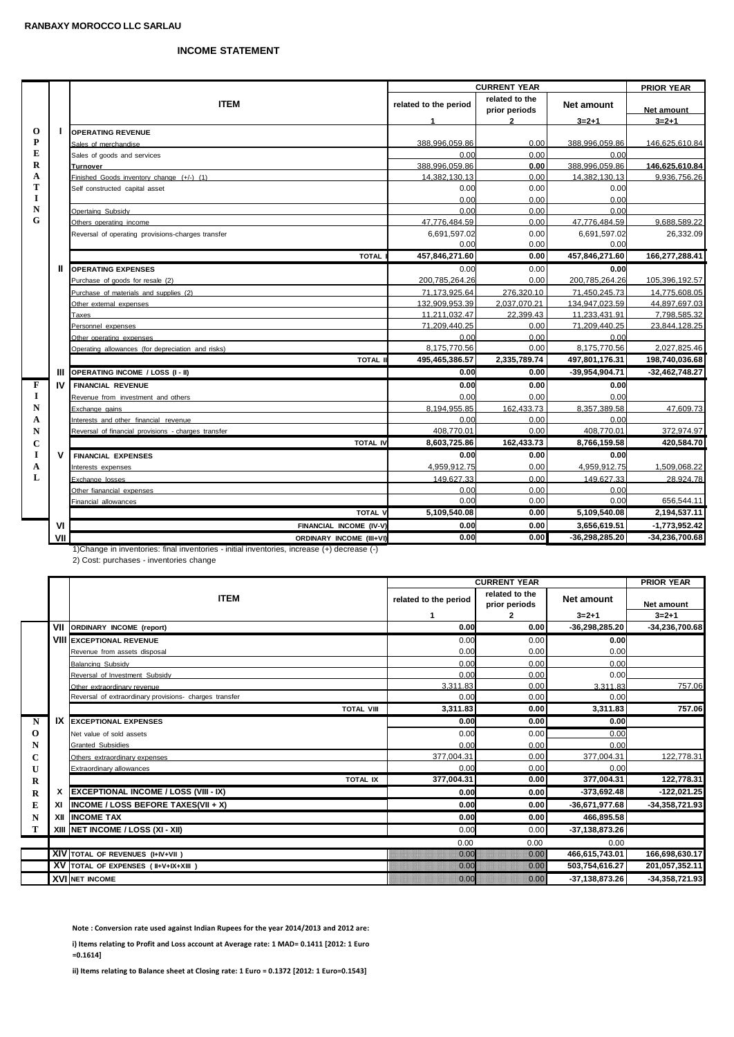**RANBAXY MOROCCO LLC SARLAU**

## INCOME STATEMENT

| | | ITEM | CURRENT YEAR related to the period | CURRENT YEAR related to the prior periods | CURRENT YEAR Net amount | PRIOR YEAR Net amount |
|---|---|---|---|---|---|---|
| | | | 1 | 2 | 3=2+1 | 3=2+1 |
| OPERATING | I | **OPERATING REVENUE** | | | | |
| | | Sales of merchandise | 388,996,059.86 | 0.00 | 388,996,059.86 | 146,625,610.84 |
| | | Sales of goods and services | 0.00 | 0.00 | 0.00 | |
| | | **Turnover** | 388,996,059.86 | **0.00** | 388,996,059.86 | **146,625,610.84** |
| | | Finished Goods inventory change (+/-) (1) | 14,382,130.13 | 0.00 | 14,382,130.13 | 9,936,756.26 |
| | | Self constructed capital asset | 0.00 | 0.00 | 0.00 | |
| | | | 0.00 | 0.00 | 0.00 | |
| | | Opertaing Subsidy | 0.00 | 0.00 | 0.00 | |
| | | Others operating income | 47,776,484.59 | 0.00 | 47,776,484.59 | 9,688,589.22 |
| | | Reversal of operating provisions-charges transfer | 6,691,597.02 | 0.00 | 6,691,597.02 | 26,332.09 |
| | | | 0.00 | 0.00 | 0.00 | |
| | | **TOTAL I** | **457,846,271.60** | **0.00** | **457,846,271.60** | **166,277,288.41** |
| | II | **OPERATING EXPENSES** | 0.00 | 0.00 | **0.00** | |
| | | Purchase of goods for resale (2) | 200,785,264.26 | 0.00 | 200,785,264.26 | 105,396,192.57 |
| | | Purchase of materials and supplies (2) | 71,173,925.64 | 276,320.10 | 71,450,245.73 | 14,775,608.05 |
| | | Other external expenses | 132,909,953.39 | 2,037,070.21 | 134,947,023.59 | 44,897,697.03 |
| | | Taxes | 11,211,032.47 | 22,399.43 | 11,233,431.91 | 7,798,585.32 |
| | | Personnel expenses | 71,209,440.25 | 0.00 | 71,209,440.25 | 23,844,128.25 |
| | | Other operating expenses | 0.00 | 0.00 | 0.00 | |
| | | Operating allowances (for depreciation and risks) | 8,175,770.56 | 0.00 | 8,175,770.56 | 2,027,825.46 |
| | | **TOTAL II** | **495,465,386.57** | **2,335,789.74** | **497,801,176.31** | **198,740,036.68** |
| | III | **OPERATING INCOME / LOSS (I - II)** | **0.00** | **0.00** | **-39,954,904.71** | **-32,462,748.27** |
| FINANCIAL | IV | **FINANCIAL REVENUE** | **0.00** | **0.00** | **0.00** | |
| | | Revenue from investment and others | 0.00 | 0.00 | 0.00 | |
| | | Exchange gains | 8,194,955.85 | 162,433.73 | 8,357,389.58 | 47,609.73 |
| | | Interests and other financial revenue | 0.00 | 0.00 | 0.00 | |
| | | Reversal of financial provisions - charges transfer | 408,770.01 | 0.00 | 408,770.01 | 372,974.97 |
| | | **TOTAL IV** | **8,603,725.86** | **162,433.73** | **8,766,159.58** | **420,584.70** |
| | V | **FINANCIAL EXPENSES** | **0.00** | **0.00** | **0.00** | |
| | | Interests expenses | 4,959,912.75 | 0.00 | 4,959,912.75 | 1,509,068.22 |
| | | Exchange losses | 149,627.33 | 0.00 | 149,627.33 | 28,924.78 |
| | | Other fianancial expenses | 0.00 | 0.00 | 0.00 | |
| | | Financial allowances | 0.00 | 0.00 | 0.00 | 656,544.11 |
| | | **TOTAL V** | **5,109,540.08** | **0.00** | **5,109,540.08** | **2,194,537.11** |
| | VI | **FINANCIAL INCOME (IV-V)** | **0.00** | **0.00** | **3,656,619.51** | **-1,773,952.42** |
| | VII | **ORDINARY INCOME (III+VI)** | **0.00** | **0.00** | **-36,298,285.20** | **-34,236,700.68** |

1)Change in inventories: final inventories - initial inventories, increase (+) decrease (-)

2) Cost: purchases - inventories change

| | | ITEM | CURRENT YEAR related to the period | CURRENT YEAR related to the prior periods | CURRENT YEAR Net amount | PRIOR YEAR Net amount |
|---|---|---|---|---|---|---|
| | | | 1 | 2 | 3=2+1 | 3=2+1 |
| | VII | **ORDINARY INCOME (report)** | **0.00** | **0.00** | **-36,298,285.20** | **-34,236,700.68** |
| | VIII | **EXCEPTIONAL REVENUE** | 0.00 | 0.00 | **0.00** | |
| | | Revenue from assets disposal | 0.00 | 0.00 | 0.00 | |
| | | Balancing Subsidy | 0.00 | 0.00 | 0.00 | |
| | | Reversal of Investment Subsidy | 0.00 | 0.00 | 0.00 | |
| | | Other extraordinary revenue | 3,311.83 | 0.00 | 3,311.83 | 757.06 |
| | | Reversal of extraordinary provisions- charges transfer | 0.00 | 0.00 | 0.00 | |
| | | **TOTAL VIII** | **3,311.83** | **0.00** | **3,311.83** | **757.06** |
| NON CURRENT | IX | **EXCEPTIONAL EXPENSES** | **0.00** | **0.00** | **0.00** | |
| | | Net value of sold assets | 0.00 | 0.00 | 0.00 | |
| | | Granted Subsidies | 0.00 | 0.00 | 0.00 | |
| | | Others extraordinary expenses | 377,004.31 | 0.00 | 377,004.31 | 122,778.31 |
| | | Extraordinary allowances | 0.00 | 0.00 | 0.00 | |
| | | **TOTAL IX** | **377,004.31** | **0.00** | **377,004.31** | **122,778.31** |
| | X | **EXCEPTIONAL INCOME / LOSS (VIII - IX)** | **0.00** | **0.00** | **-373,692.48** | **-122,021.25** |
| | XI | **INCOME / LOSS BEFORE TAXES(VII + X)** | **0.00** | **0.00** | **-36,671,977.68** | **-34,358,721.93** |
| | XII | **INCOME TAX** | **0.00** | **0.00** | **466,895.58** | |
| | XIII | **NET INCOME / LOSS (XI - XII)** | 0.00 | 0.00 | **-37,138,873.26** | |
| | | | 0.00 | 0.00 | 0.00 | |
| | XIV | **TOTAL OF REVENUES (I+IV+VII )** | 0.00 | 0.00 | **466,615,743.01** | **166,698,630.17** |
| | XV | **TOTAL OF EXPENSES ( II+V+IX+XIII )** | 0.00 | 0.00 | **503,754,616.27** | **201,057,352.11** |
| | XVI | **NET INCOME** | 0.00 | 0.00 | **-37,138,873.26** | **-34,358,721.93** |

**Note : Conversion rate used against Indian Rupees for the year 2014/2013 and 2012 are:**

**i) Items relating to Profit and Loss account at Average rate: 1 MAD= 0.1411 [2012: 1 Euro =0.1614]**

**ii) Items relating to Balance sheet at Closing rate: 1 Euro = 0.1372 [2012: 1 Euro=0.1543]**